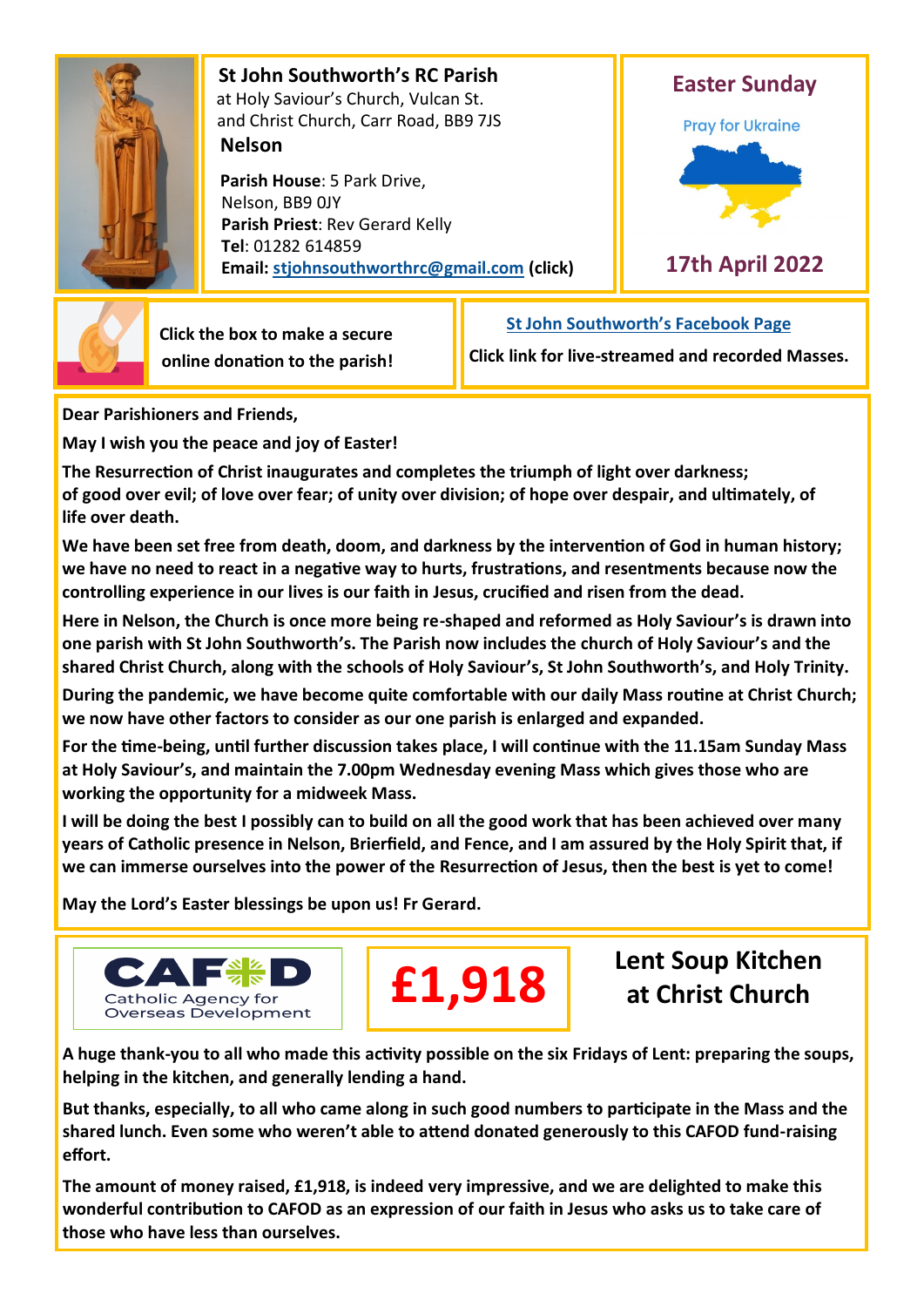## St John Southworth's RC Parish

at Holy Saviour's Church, Vulcan St.
and Christ Church, Carr Road, BB9 7JS

**Nelson**

**Parish House**: 5 Park Drive, Nelson, BB9 0JY
**Parish Priest**: Rev Gerard Kelly
**Tel**: 01282 614859
**Email:** stjohnsouthworthrc@gmail.com **(click)**

## Easter Sunday

Pray for Ukraine

**17th April 2022**

**Click the box to make a secure online donation to the parish!**

**St John Southworth's Facebook Page**

**Click link for live-streamed and recorded Masses.**

**Dear Parishioners and Friends,**

**May I wish you the peace and joy of Easter!**

**The Resurrection of Christ inaugurates and completes the triumph of light over darkness; of good over evil; of love over fear; of unity over division; of hope over despair, and ultimately, of life over death.**

**We have been set free from death, doom, and darkness by the intervention of God in human history; we have no need to react in a negative way to hurts, frustrations, and resentments because now the controlling experience in our lives is our faith in Jesus, crucified and risen from the dead.**

**Here in Nelson, the Church is once more being re-shaped and reformed as Holy Saviour's is drawn into one parish with St John Southworth's. The Parish now includes the church of Holy Saviour's and the shared Christ Church, along with the schools of Holy Saviour's, St John Southworth's, and Holy Trinity.**

**During the pandemic, we have become quite comfortable with our daily Mass routine at Christ Church; we now have other factors to consider as our one parish is enlarged and expanded.**

**For the time-being, until further discussion takes place, I will continue with the 11.15am Sunday Mass at Holy Saviour's, and maintain the 7.00pm Wednesday evening Mass which gives those who are working the opportunity for a midweek Mass.**

**I will be doing the best I possibly can to build on all the good work that has been achieved over many years of Catholic presence in Nelson, Brierfield, and Fence, and I am assured by the Holy Spirit that, if we can immerse ourselves into the power of the Resurrection of Jesus, then the best is yet to come!**

**May the Lord's Easter blessings be upon us! Fr Gerard.**

CAFOD
Catholic Agency for Overseas Development

# £1,918

## Lent Soup Kitchen at Christ Church

**A huge thank-you to all who made this activity possible on the six Fridays of Lent: preparing the soups, helping in the kitchen, and generally lending a hand.**

**But thanks, especially, to all who came along in such good numbers to participate in the Mass and the shared lunch. Even some who weren't able to attend donated generously to this CAFOD fund-raising effort.**

**The amount of money raised, £1,918, is indeed very impressive, and we are delighted to make this wonderful contribution to CAFOD as an expression of our faith in Jesus who asks us to take care of those who have less than ourselves.**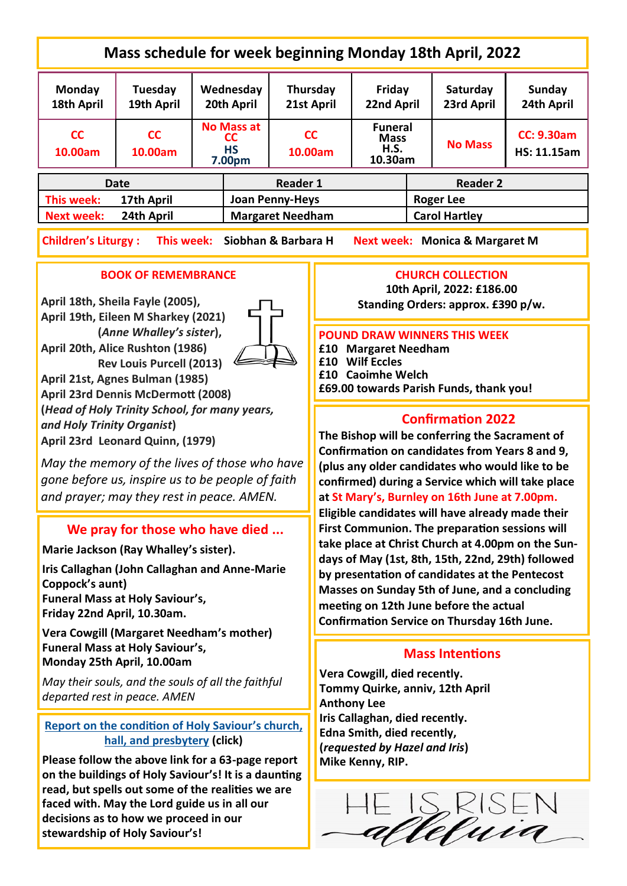## Mass schedule for week beginning Monday 18th April, 2022

| Monday 18th April | Tuesday 19th April | Wednesday 20th April | Thursday 21st April | Friday 22nd April | Saturday 23rd April | Sunday 24th April |
|---|---|---|---|---|---|---|
| CC 10.00am | CC 10.00am | No Mass at CC HS 7.00pm | CC 10.00am | Funeral Mass H.S. 10.30am | No Mass | CC: 9.30am HS: 11.15am |

| Date | | Reader 1 | Reader 2 |
|---|---|---|---|
| This week: | 17th April | Joan Penny-Heys | Roger Lee |
| Next week: | 24th April | Margaret Needham | Carol Hartley |

**Children's Liturgy :** This week: **Siobhan & Barbara H** Next week: **Monica & Margaret M**

### BOOK OF REMEMBRANCE

**April 18th, Sheila Fayle (2005),**
**April 19th, Eileen M Sharkey (2021)**
**(*Anne Whalley's sister*),**
**April 20th, Alice Rushton (1986)**
**Rev Louis Purcell (2013)**
**April 21st, Agnes Bulman (1985)**
**April 23rd Dennis McDermott (2008)**
**(*Head of Holy Trinity School, for many years, and Holy Trinity Organist*)**
**April 23rd Leonard Quinn, (1979)**

*May the memory of the lives of those who have gone before us, inspire us to be people of faith and prayer; may they rest in peace. AMEN.*

### We pray for those who have died ...

**Marie Jackson (Ray Whalley's sister).**

**Iris Callaghan (John Callaghan and Anne-Marie Coppock's aunt)**
**Funeral Mass at Holy Saviour's,**
**Friday 22nd April, 10.30am.**

**Vera Cowgill (Margaret Needham's mother)**
**Funeral Mass at Holy Saviour's,**
**Monday 25th April, 10.00am**

*May their souls, and the souls of all the faithful departed rest in peace. AMEN*

**Report on the condition of Holy Saviour's church, hall, and presbytery (click)**

**Please follow the above link for a 63-page report on the buildings of Holy Saviour's! It is a daunting read, but spells out some of the realities we are faced with. May the Lord guide us in all our decisions as to how we proceed in our stewardship of Holy Saviour's!**

### CHURCH COLLECTION

**10th April, 2022: £186.00**
**Standing Orders: approx. £390 p/w.**

### POUND DRAW WINNERS THIS WEEK

**£10 Margaret Needham**
**£10 Wilf Eccles**
**£10 Caoimhe Welch**
**£69.00 towards Parish Funds, thank you!**

### Confirmation 2022

**The Bishop will be conferring the Sacrament of Confirmation on candidates from Years 8 and 9, (plus any older candidates who would like to be confirmed) during a Service which will take place at St Mary's, Burnley on 16th June at 7.00pm. Eligible candidates will have already made their First Communion. The preparation sessions will take place at Christ Church at 4.00pm on the Sundays of May (1st, 8th, 15th, 22nd, 29th) followed by presentation of candidates at the Pentecost Masses on Sunday 5th of June, and a concluding meeting on 12th June before the actual Confirmation Service on Thursday 16th June.**

### Mass Intentions

**Vera Cowgill, died recently.**
**Tommy Quirke, anniv, 12th April**
**Anthony Lee**
**Iris Callaghan, died recently.**
**Edna Smith, died recently,**
**(*requested by Hazel and Iris*)**
**Mike Kenny, RIP.**

HE IS RISEN
alleluia